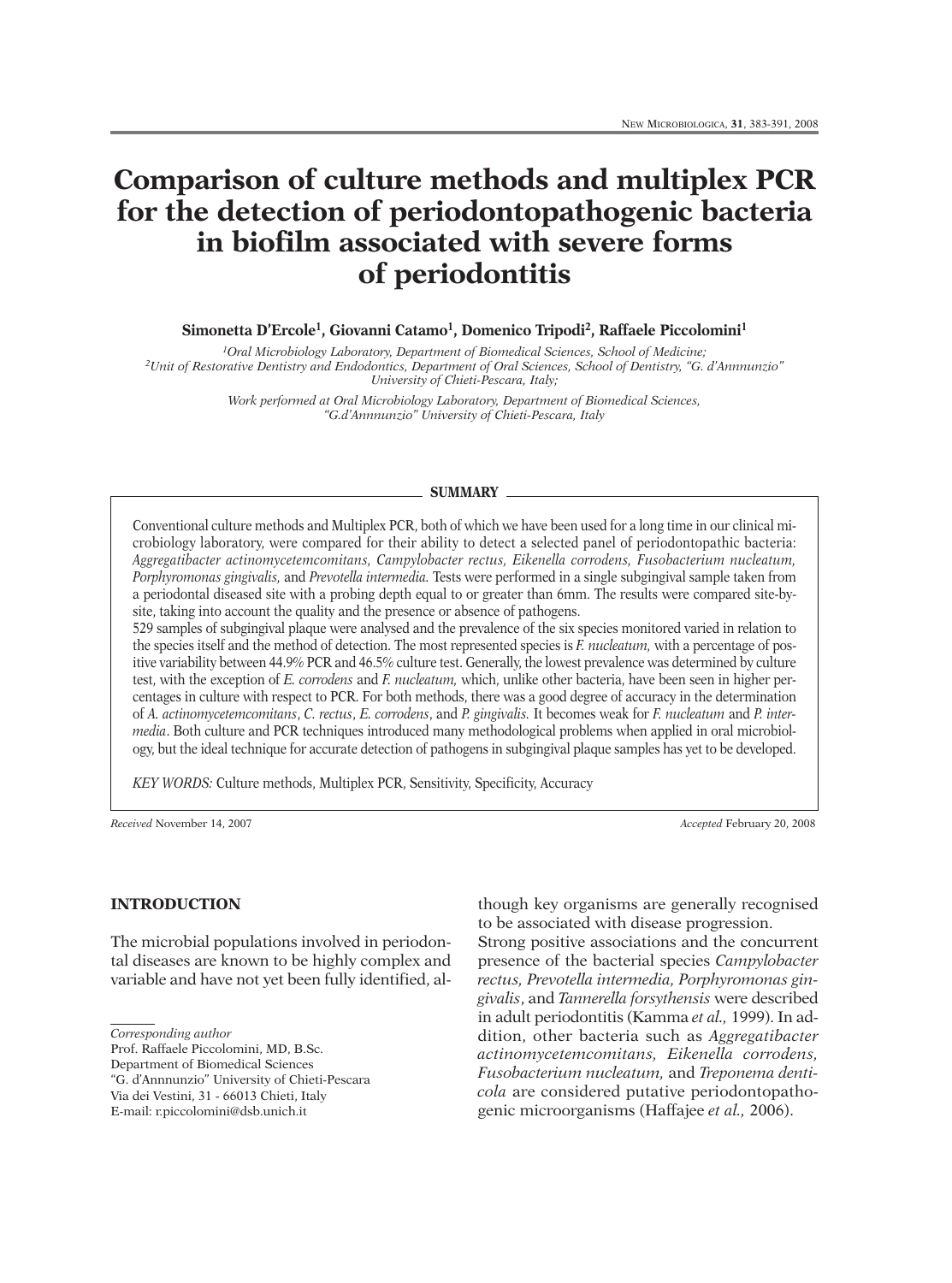# Comparison of culture methods and multiplex PCR for the detection of periodontopathogenic bacteria in biofilm associated with severe forms of periodontitis

**Simonetta D'Ercole[1], Giovanni Catamo[1], Domenico Tripodi[2], Raffaele Piccolomini[1]**

*[1]Oral Microbiology Laboratory, Department of Biomedical Sciences, School of Medicine;*
*[2]Unit of Restorative Dentistry and Endodontics, Department of Oral Sciences, School of Dentistry, "G. d'Annnunzio" University of Chieti-Pescara, Italy;*

*Work performed at Oral Microbiology Laboratory, Department of Biomedical Sciences, "G.d'Annnunzio" University of Chieti-Pescara, Italy*

## SUMMARY

Conventional culture methods and Multiplex PCR, both of which we have been used for a long time in our clinical microbiology laboratory, were compared for their ability to detect a selected panel of periodontopathic bacteria: *Aggregatibacter actinomycetemcomitans, Campylobacter rectus, Eikenella corrodens, Fusobacterium nucleatum, Porphyromonas gingivalis,* and *Prevotella intermedia.* Tests were performed in a single subgingival sample taken from a periodontal diseased site with a probing depth equal to or greater than 6mm. The results were compared site-by-site, taking into account the quality and the presence or absence of pathogens.

529 samples of subgingival plaque were analysed and the prevalence of the six species monitored varied in relation to the species itself and the method of detection. The most represented species is *F. nucleatum,* with a percentage of positive variability between 44.9% PCR and 46.5% culture test. Generally, the lowest prevalence was determined by culture test, with the exception of *E. corrodens* and *F. nucleatum,* which, unlike other bacteria, have been seen in higher percentages in culture with respect to PCR. For both methods, there was a good degree of accuracy in the determination of *A. actinomycetemcomitans*, *C. rectus*, *E. corrodens*, and *P. gingivalis.* It becomes weak for *F. nucleatum* and *P. intermedia*. Both culture and PCR techniques introduced many methodological problems when applied in oral microbiology, but the ideal technique for accurate detection of pathogens in subgingival plaque samples has yet to be developed.

*KEY WORDS:* Culture methods, Multiplex PCR, Sensitivity, Specificity, Accuracy

*Received* November 14, 2007 *Accepted* February 20, 2008

## INTRODUCTION

The microbial populations involved in periodontal diseases are known to be highly complex and variable and have not yet been fully identified, although key organisms are generally recognised to be associated with disease progression.

Strong positive associations and the concurrent presence of the bacterial species *Campylobacter rectus, Prevotella intermedia, Porphyromonas gingivalis*, and *Tannerella forsythensis* were described in adult periodontitis (Kamma *et al.,* 1999). In addition, other bacteria such as *Aggregatibacter actinomycetemcomitans, Eikenella corrodens, Fusobacterium nucleatum,* and *Treponema denticola* are considered putative periodontopathogenic microorganisms (Haffajee *et al.,* 2006).

*Corresponding author*
Prof. Raffaele Piccolomini, MD, B.Sc.
Department of Biomedical Sciences
"G. d'Annnunzio" University of Chieti-Pescara
Via dei Vestini, 31 - 66013 Chieti, Italy
E-mail: r.piccolomini@dsb.unich.it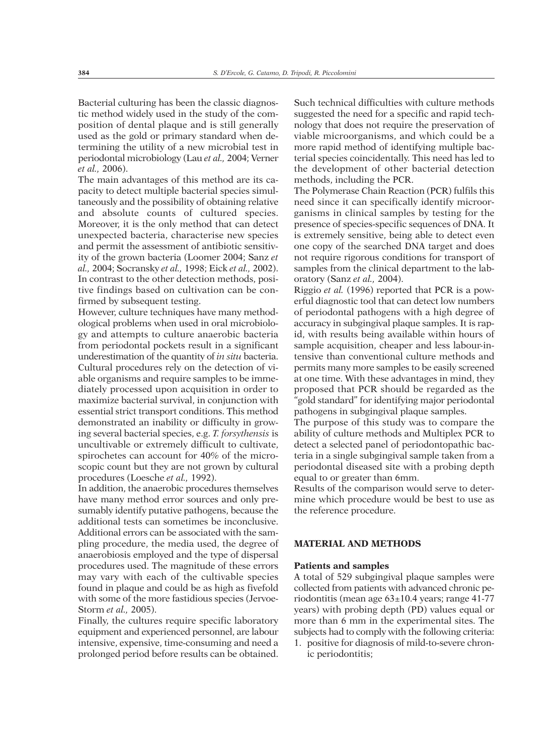Bacterial culturing has been the classic diagnostic method widely used in the study of the composition of dental plaque and is still generally used as the gold or primary standard when determining the utility of a new microbial test in periodontal microbiology (Lau *et al.,* 2004; Verner *et al.,* 2006).

The main advantages of this method are its capacity to detect multiple bacterial species simultaneously and the possibility of obtaining relative and absolute counts of cultured species. Moreover, it is the only method that can detect unexpected bacteria, characterise new species and permit the assessment of antibiotic sensitivity of the grown bacteria (Loomer 2004; Sanz *et al.,* 2004; Socransky *et al.*, 1998; Eick *et al.,* 2002). In contrast to the other detection methods, positive findings based on cultivation can be confirmed by subsequent testing.

However, culture techniques have many methodological problems when used in oral microbiology and attempts to culture anaerobic bacteria from periodontal pockets result in a significant underestimation of the quantity of *in situ* bacteria. Cultural procedures rely on the detection of viable organisms and require samples to be immediately processed upon acquisition in order to maximize bacterial survival, in conjunction with essential strict transport conditions. This method demonstrated an inability or difficulty in growing several bacterial species, e.g. *T. forsythensis* is uncultivable or extremely difficult to cultivate, spirochetes can account for 40% of the microscopic count but they are not grown by cultural procedures (Loesche *et al.,* 1992).

In addition, the anaerobic procedures themselves have many method error sources and only presumably identify putative pathogens, because the additional tests can sometimes be inconclusive. Additional errors can be associated with the sampling procedure, the media used, the degree of anaerobiosis employed and the type of dispersal procedures used. The magnitude of these errors may vary with each of the cultivable species found in plaque and could be as high as fivefold with some of the more fastidious species (Jervoe-Storm *et al.,* 2005).

Finally, the cultures require specific laboratory equipment and experienced personnel, are labour intensive, expensive, time-consuming and need a prolonged period before results can be obtained.

Such technical difficulties with culture methods suggested the need for a specific and rapid technology that does not require the preservation of viable microorganisms, and which could be a more rapid method of identifying multiple bacterial species coincidentally. This need has led to the development of other bacterial detection methods, including the PCR.

The Polymerase Chain Reaction (PCR) fulfils this need since it can specifically identify microorganisms in clinical samples by testing for the presence of species-specific sequences of DNA. It is extremely sensitive, being able to detect even one copy of the searched DNA target and does not require rigorous conditions for transport of samples from the clinical department to the laboratory (Sanz *et al.,* 2004).

Riggio *et al.* (1996) reported that PCR is a powerful diagnostic tool that can detect low numbers of periodontal pathogens with a high degree of accuracy in subgingival plaque samples. It is rapid, with results being available within hours of sample acquisition, cheaper and less labour-intensive than conventional culture methods and permits many more samples to be easily screened at one time. With these advantages in mind, they proposed that PCR should be regarded as the "gold standard" for identifying major periodontal pathogens in subgingival plaque samples.

The purpose of this study was to compare the ability of culture methods and Multiplex PCR to detect a selected panel of periodontopathic bacteria in a single subgingival sample taken from a periodontal diseased site with a probing depth equal to or greater than 6mm.

Results of the comparison would serve to determine which procedure would be best to use as the reference procedure.

## MATERIAL AND METHODS

### Patients and samples

A total of 529 subgingival plaque samples were collected from patients with advanced chronic periodontitis (mean age 63±10.4 years; range 41-77 years) with probing depth (PD) values equal or more than 6 mm in the experimental sites. The subjects had to comply with the following criteria:

1. positive for diagnosis of mild-to-severe chronic periodontitis;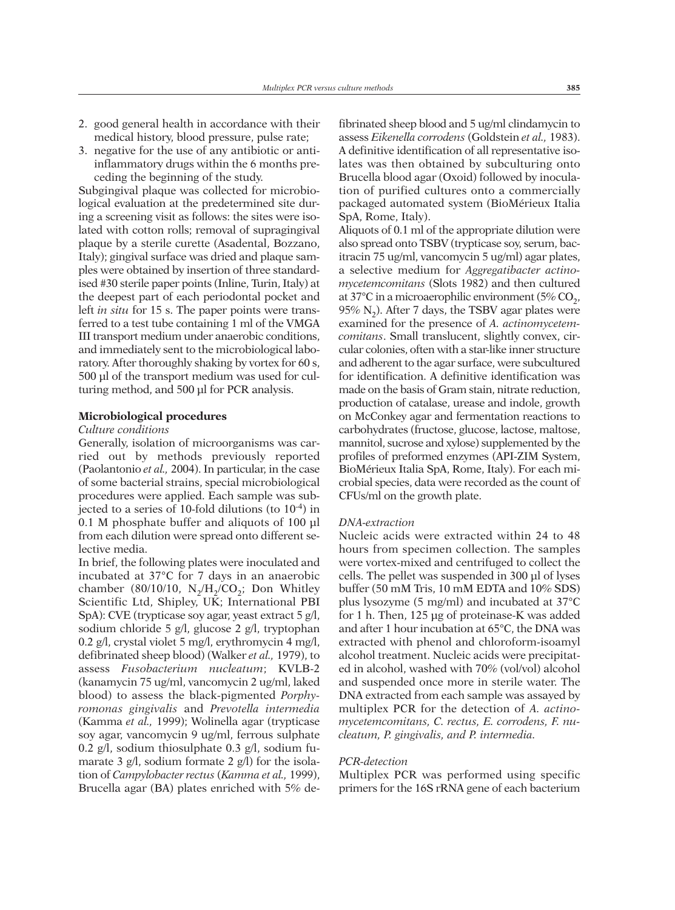2. good general health in accordance with their medical history, blood pressure, pulse rate;
3. negative for the use of any antibiotic or anti-inflammatory drugs within the 6 months preceding the beginning of the study.

Subgingival plaque was collected for microbiological evaluation at the predetermined site during a screening visit as follows: the sites were isolated with cotton rolls; removal of supragingival plaque by a sterile curette (Asadental, Bozzano, Italy); gingival surface was dried and plaque samples were obtained by insertion of three standardised #30 sterile paper points (Inline, Turin, Italy) at the deepest part of each periodontal pocket and left *in situ* for 15 s. The paper points were transferred to a test tube containing 1 ml of the VMGA III transport medium under anaerobic conditions, and immediately sent to the microbiological laboratory. After thoroughly shaking by vortex for 60 s, 500 µl of the transport medium was used for culturing method, and 500 µl for PCR analysis.

### Microbiological procedures

#### *Culture conditions*

Generally, isolation of microorganisms was carried out by methods previously reported (Paolantonio *et al.,* 2004). In particular, in the case of some bacterial strains, special microbiological procedures were applied. Each sample was subjected to a series of 10-fold dilutions (to $10^{-4}$) in 0.1 M phosphate buffer and aliquots of 100 µl from each dilution were spread onto different selective media.

In brief, the following plates were inoculated and incubated at 37°C for 7 days in an anaerobic chamber (80/10/10, $N_2/H_2/CO_2$; Don Whitley Scientific Ltd, Shipley, UK; International PBI SpA): CVE (trypticase soy agar, yeast extract 5 g/l, sodium chloride 5 g/l, glucose 2 g/l, tryptophan 0.2 g/l, crystal violet 5 mg/l, erythromycin 4 mg/l, defibrinated sheep blood) (Walker *et al.,* 1979), to assess *Fusobacterium nucleatum*; KVLB-2 (kanamycin 75 ug/ml, vancomycin 2 ug/ml, laked blood) to assess the black-pigmented *Porphyromonas gingivalis* and *Prevotella intermedia* (Kamma *et al.,* 1999); Wolinella agar (trypticase soy agar, vancomycin 9 ug/ml, ferrous sulphate 0.2 g/l, sodium thiosulphate 0.3 g/l, sodium fumarate 3 g/l, sodium formate 2 g/l) for the isolation of *Campylobacter rectus* (*Kamma et al.,* 1999), Brucella agar (BA) plates enriched with 5% defibrinated sheep blood and 5 ug/ml clindamycin to assess *Eikenella corrodens* (Goldstein *et al.,* 1983). A definitive identification of all representative isolates was then obtained by subculturing onto Brucella blood agar (Oxoid) followed by inoculation of purified cultures onto a commercially packaged automated system (BioMérieux Italia SpA, Rome, Italy).

Aliquots of 0.1 ml of the appropriate dilution were also spread onto TSBV (trypticase soy, serum, bacitracin 75 ug/ml, vancomycin 5 ug/ml) agar plates, a selective medium for *Aggregatibacter actinomycetemcomitans* (Slots 1982) and then cultured at 37°C in a microaerophilic environment (5% $CO_2$, 95% $N_2$). After 7 days, the TSBV agar plates were examined for the presence of *A. actinomycetemcomitans*. Small translucent, slightly convex, circular colonies, often with a star-like inner structure and adherent to the agar surface, were subcultured for identification. A definitive identification was made on the basis of Gram stain, nitrate reduction, production of catalase, urease and indole, growth on McConkey agar and fermentation reactions to carbohydrates (fructose, glucose, lactose, maltose, mannitol, sucrose and xylose) supplemented by the profiles of preformed enzymes (API-ZIM System, BioMérieux Italia SpA, Rome, Italy). For each microbial species, data were recorded as the count of CFUs/ml on the growth plate.

#### *DNA-extraction*

Nucleic acids were extracted within 24 to 48 hours from specimen collection. The samples were vortex-mixed and centrifuged to collect the cells. The pellet was suspended in 300 µl of lyses buffer (50 mM Tris, 10 mM EDTA and 10% SDS) plus lysozyme (5 mg/ml) and incubated at 37°C for 1 h. Then, 125 µg of proteinase-K was added and after 1 hour incubation at 65°C, the DNA was extracted with phenol and chloroform-isoamyl alcohol treatment. Nucleic acids were precipitated in alcohol, washed with 70% (vol/vol) alcohol and suspended once more in sterile water. The DNA extracted from each sample was assayed by multiplex PCR for the detection of *A. actinomycetemcomitans, C. rectus, E. corrodens, F. nucleatum, P. gingivalis, and P. intermedia*.

#### *PCR-detection*

Multiplex PCR was performed using specific primers for the 16S rRNA gene of each bacterium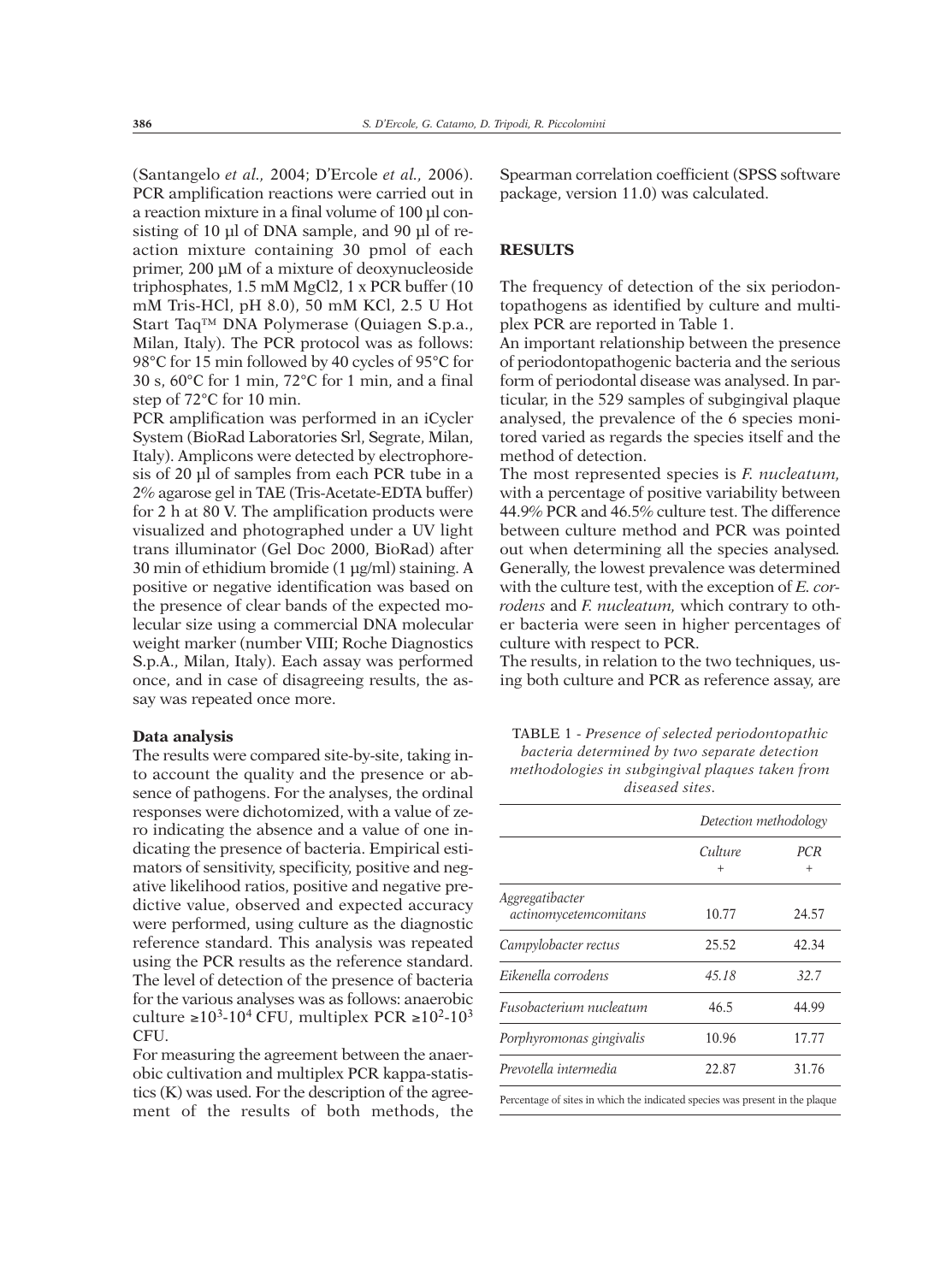(Santangelo *et al.*, 2004; D'Ercole *et al.*, 2006). PCR amplification reactions were carried out in a reaction mixture in a final volume of 100 µl consisting of 10 µl of DNA sample, and 90 µl of reaction mixture containing 30 pmol of each primer, 200 µM of a mixture of deoxynucleoside triphosphates, 1.5 mM $MgCl_2$, 1 x PCR buffer (10 mM Tris-HCl, pH 8.0), 50 mM KCl, 2.5 U Hot Start Taq™ DNA Polymerase (Quiagen S.p.a., Milan, Italy). The PCR protocol was as follows: 98°C for 15 min followed by 40 cycles of 95°C for 30 s, 60°C for 1 min, 72°C for 1 min, and a final step of 72°C for 10 min.

PCR amplification was performed in an iCycler System (BioRad Laboratories Srl, Segrate, Milan, Italy). Amplicons were detected by electrophoresis of 20 µl of samples from each PCR tube in a 2% agarose gel in TAE (Tris-Acetate-EDTA buffer) for 2 h at 80 V. The amplification products were visualized and photographed under a UV light trans illuminator (Gel Doc 2000, BioRad) after 30 min of ethidium bromide (1 µg/ml) staining. A positive or negative identification was based on the presence of clear bands of the expected molecular size using a commercial DNA molecular weight marker (number VIII; Roche Diagnostics S.p.A., Milan, Italy). Each assay was performed once, and in case of disagreeing results, the assay was repeated once more.

#### Data analysis

The results were compared site-by-site, taking into account the quality and the presence or absence of pathogens. For the analyses, the ordinal responses were dichotomized, with a value of zero indicating the absence and a value of one indicating the presence of bacteria. Empirical estimators of sensitivity, specificity, positive and negative likelihood ratios, positive and negative predictive value, observed and expected accuracy were performed, using culture as the diagnostic reference standard. This analysis was repeated using the PCR results as the reference standard. The level of detection of the presence of bacteria for the various analyses was as follows: anaerobic culture $\geq 10^3$-$10^4$ CFU, multiplex PCR $\geq 10^2$-$10^3$ CFU.

For measuring the agreement between the anaerobic cultivation and multiplex PCR kappa-statistics (K) was used. For the description of the agreement of the results of both methods, the Spearman correlation coefficient (SPSS software package, version 11.0) was calculated.

## RESULTS

The frequency of detection of the six periodontopathogens as identified by culture and multiplex PCR are reported in Table 1.

An important relationship between the presence of periodontopathogenic bacteria and the serious form of periodontal disease was analysed. In particular, in the 529 samples of subgingival plaque analysed, the prevalence of the 6 species monitored varied as regards the species itself and the method of detection.

The most represented species is *F. nucleatum*, with a percentage of positive variability between 44.9% PCR and 46.5% culture test. The difference between culture method and PCR was pointed out when determining all the species analysed. Generally, the lowest prevalence was determined with the culture test, with the exception of *E. corrodens* and *F. nucleatum*, which contrary to other bacteria were seen in higher percentages of culture with respect to PCR.

The results, in relation to the two techniques, using both culture and PCR as reference assay, are

TABLE 1 - *Presence of selected periodontopathic bacteria determined by two separate detection methodologies in subgingival plaques taken from diseased sites.*

| | *Detection methodology* | |
|---|---|---|
| | *Culture* + | *PCR* + |
| *Aggregatibacter actinomycetemcomitans* | 10.77 | 24.57 |
| *Campylobacter rectus* | 25.52 | 42.34 |
| *Eikenella corrodens* | *45.18* | *32.7* |
| *Fusobacterium nucleatum* | 46.5 | 44.99 |
| *Porphyromonas gingivalis* | 10.96 | 17.77 |
| *Prevotella intermedia* | 22.87 | 31.76 |

Percentage of sites in which the indicated species was present in the plaque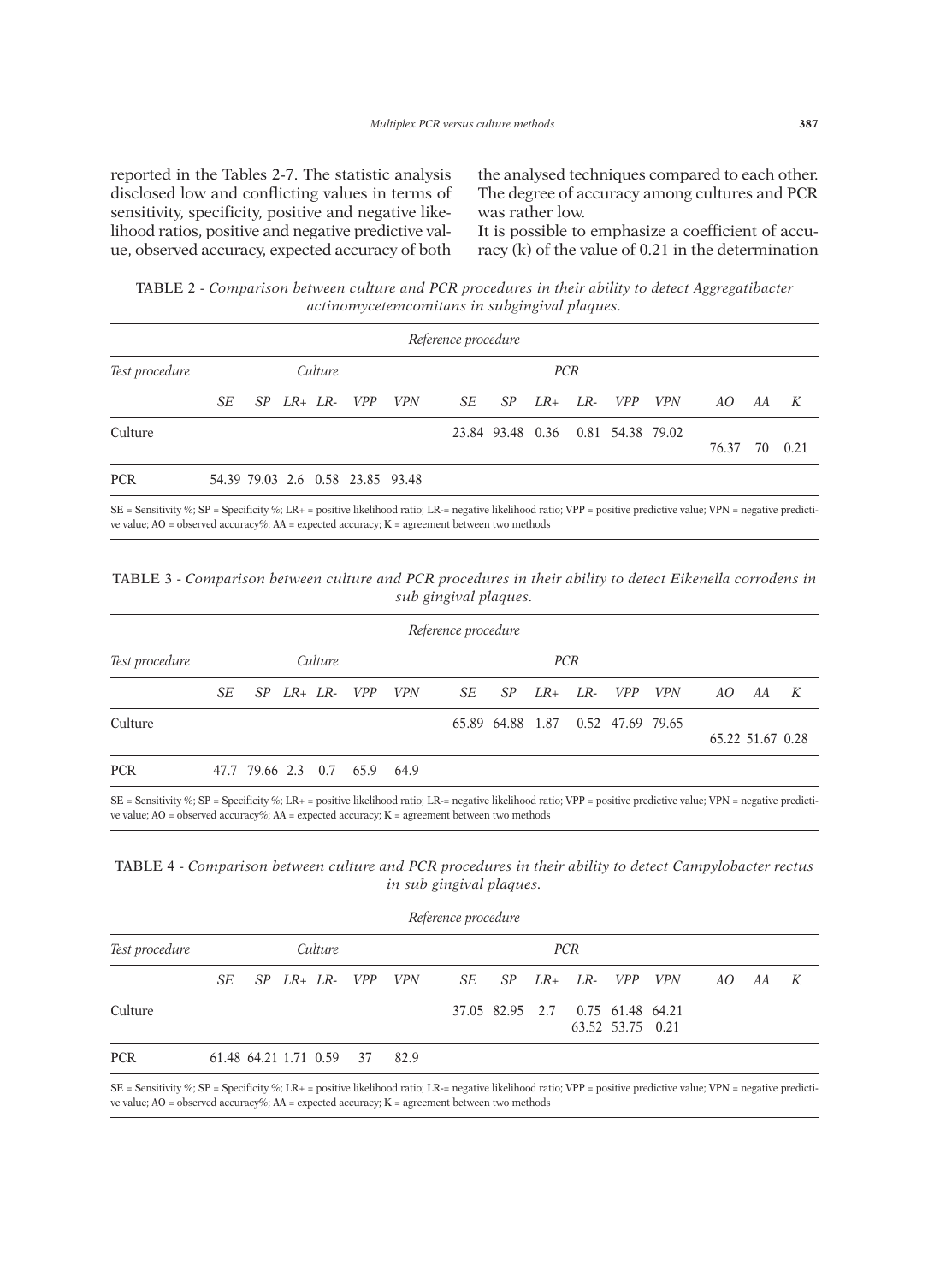reported in the Tables 2-7. The statistic analysis disclosed low and conflicting values in terms of sensitivity, specificity, positive and negative likelihood ratios, positive and negative predictive value, observed accuracy, expected accuracy of both the analysed techniques compared to each other. The degree of accuracy among cultures and PCR was rather low.

It is possible to emphasize a coefficient of accuracy (k) of the value of 0.21 in the determination

TABLE 2 - *Comparison between culture and PCR procedures in their ability to detect Aggregatibacter actinomycetemcomitans in subgingival plaques.*

| | *Reference procedure* | | | | | | | | | | | | | | |
|---|---|---|---|---|---|---|---|---|---|---|---|---|---|---|---|
| *Test procedure* | *Culture* | | | | | | *PCR* | | | | | | | | |
| | *SE* | *SP* | *LR+* | *LR-* | *VPP* | *VPN* | *SE* | *SP* | *LR+* | *LR-* | *VPP* | *VPN* | *AO* | *AA* | *K* |
| Culture | | | | | | | 23.84 | 93.48 | 0.36 | 0.81 | 54.38 | 79.02 | 76.37 | 70 | 0.21 |
| PCR | 54.39 | 79.03 | 2.6 | 0.58 | 23.85 | 93.48 | | | | | | | | | |

SE = Sensitivity %; SP = Specificity %; LR+ = positive likelihood ratio; LR-= negative likelihood ratio; VPP = positive predictive value; VPN = negative predictive value; AO = observed accuracy%; AA = expected accuracy; K = agreement between two methods

TABLE 3 - *Comparison between culture and PCR procedures in their ability to detect Eikenella corrodens in sub gingival plaques.*

| | *Reference procedure* | | | | | | | | | | | | | | |
|---|---|---|---|---|---|---|---|---|---|---|---|---|---|---|---|
| *Test procedure* | *Culture* | | | | | | *PCR* | | | | | | | | |
| | *SE* | *SP* | *LR+* | *LR-* | *VPP* | *VPN* | *SE* | *SP* | *LR+* | *LR-* | *VPP* | *VPN* | *AO* | *AA* | *K* |
| Culture | | | | | | | 65.89 | 64.88 | 1.87 | 0.52 | 47.69 | 79.65 | 65.22 | 51.67 | 0.28 |
| PCR | 47.7 | 79.66 | 2.3 | 0.7 | 65.9 | 64.9 | | | | | | | | | |

SE = Sensitivity %; SP = Specificity %; LR+ = positive likelihood ratio; LR-= negative likelihood ratio; VPP = positive predictive value; VPN = negative predictive value; AO = observed accuracy%; AA = expected accuracy; K = agreement between two methods

TABLE 4 - *Comparison between culture and PCR procedures in their ability to detect Campylobacter rectus in sub gingival plaques.*

| | *Reference procedure* | | | | | | | | | | | | | | |
|---|---|---|---|---|---|---|---|---|---|---|---|---|---|---|---|
| *Test procedure* | *Culture* | | | | | | *PCR* | | | | | | | | |
| | *SE* | *SP* | *LR+* | *LR-* | *VPP* | *VPN* | *SE* | *SP* | *LR+* | *LR-* | *VPP* | *VPN* | *AO* | *AA* | *K* |
| Culture | | | | | | | 37.05 | 82.95 | 2.7 | 0.75 | 61.48 | 64.21 | 63.52 | 53.75 | 0.21 |
| PCR | 61.48 | 64.21 | 1.71 | 0.59 | 37 | 82.9 | | | | | | | | | |

SE = Sensitivity %; SP = Specificity %; LR+ = positive likelihood ratio; LR-= negative likelihood ratio; VPP = positive predictive value; VPN = negative predictive value; AO = observed accuracy%; AA = expected accuracy; K = agreement between two methods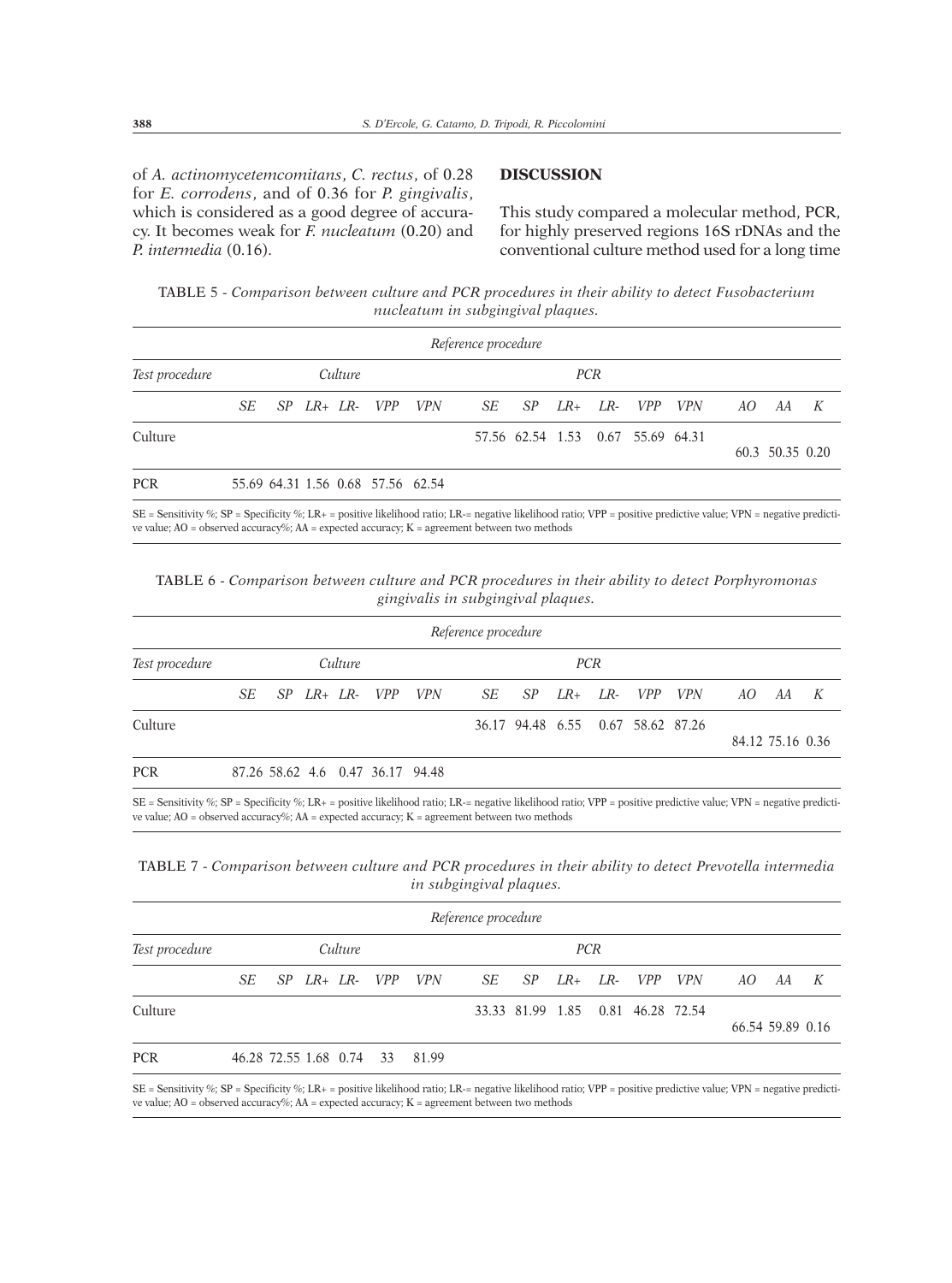of *A. actinomycetemcomitans*, *C. rectus*, of 0.28 for *E. corrodens*, and of 0.36 for *P. gingivalis*, which is considered as a good degree of accuracy. It becomes weak for *F. nucleatum* (0.20) and *P. intermedia* (0.16).

## DISCUSSION

This study compared a molecular method, PCR, for highly preserved regions 16S rDNAs and the conventional culture method used for a long time

TABLE 5 - *Comparison between culture and PCR procedures in their ability to detect Fusobacterium nucleatum in subgingival plaques.*

| | Reference procedure | | | | | | | | | | | | | | |
|---|---|---|---|---|---|---|---|---|---|---|---|---|---|---|---|
| Test procedure | Culture | | | | | | PCR | | | | | | | | |
| | SE | SP | LR+ | LR- | VPP | VPN | SE | SP | LR+ | LR- | VPP | VPN | AO | AA | K |
| Culture | | | | | | | 57.56 | 62.54 | 1.53 | 0.67 | 55.69 | 64.31 | 60.3 | 50.35 | 0.20 |
| PCR | 55.69 | 64.31 | 1.56 | 0.68 | 57.56 | 62.54 | | | | | | | | | |

SE = Sensitivity %; SP = Specificity %; LR+ = positive likelihood ratio; LR-= negative likelihood ratio; VPP = positive predictive value; VPN = negative predictive value; AO = observed accuracy%; AA = expected accuracy; K = agreement between two methods

TABLE 6 - *Comparison between culture and PCR procedures in their ability to detect Porphyromonas gingivalis in subgingival plaques.*

| | Reference procedure | | | | | | | | | | | | | | |
|---|---|---|---|---|---|---|---|---|---|---|---|---|---|---|---|
| Test procedure | Culture | | | | | | PCR | | | | | | | | |
| | SE | SP | LR+ | LR- | VPP | VPN | SE | SP | LR+ | LR- | VPP | VPN | AO | AA | K |
| Culture | | | | | | | 36.17 | 94.48 | 6.55 | 0.67 | 58.62 | 87.26 | 84.12 | 75.16 | 0.36 |
| PCR | 87.26 | 58.62 | 4.6 | 0.47 | 36.17 | 94.48 | | | | | | | | | |

SE = Sensitivity %; SP = Specificity %; LR+ = positive likelihood ratio; LR-= negative likelihood ratio; VPP = positive predictive value; VPN = negative predictive value; AO = observed accuracy%; AA = expected accuracy; K = agreement between two methods

TABLE 7 - *Comparison between culture and PCR procedures in their ability to detect Prevotella intermedia in subgingival plaques.*

| | Reference procedure | | | | | | | | | | | | | | |
|---|---|---|---|---|---|---|---|---|---|---|---|---|---|---|---|
| Test procedure | Culture | | | | | | PCR | | | | | | | | |
| | SE | SP | LR+ | LR- | VPP | VPN | SE | SP | LR+ | LR- | VPP | VPN | AO | AA | K |
| Culture | | | | | | | 33.33 | 81.99 | 1.85 | 0.81 | 46.28 | 72.54 | 66.54 | 59.89 | 0.16 |
| PCR | 46.28 | 72.55 | 1.68 | 0.74 | 33 | 81.99 | | | | | | | | | |

SE = Sensitivity %; SP = Specificity %; LR+ = positive likelihood ratio; LR-= negative likelihood ratio; VPP = positive predictive value; VPN = negative predictive value; AO = observed accuracy%; AA = expected accuracy; K = agreement between two methods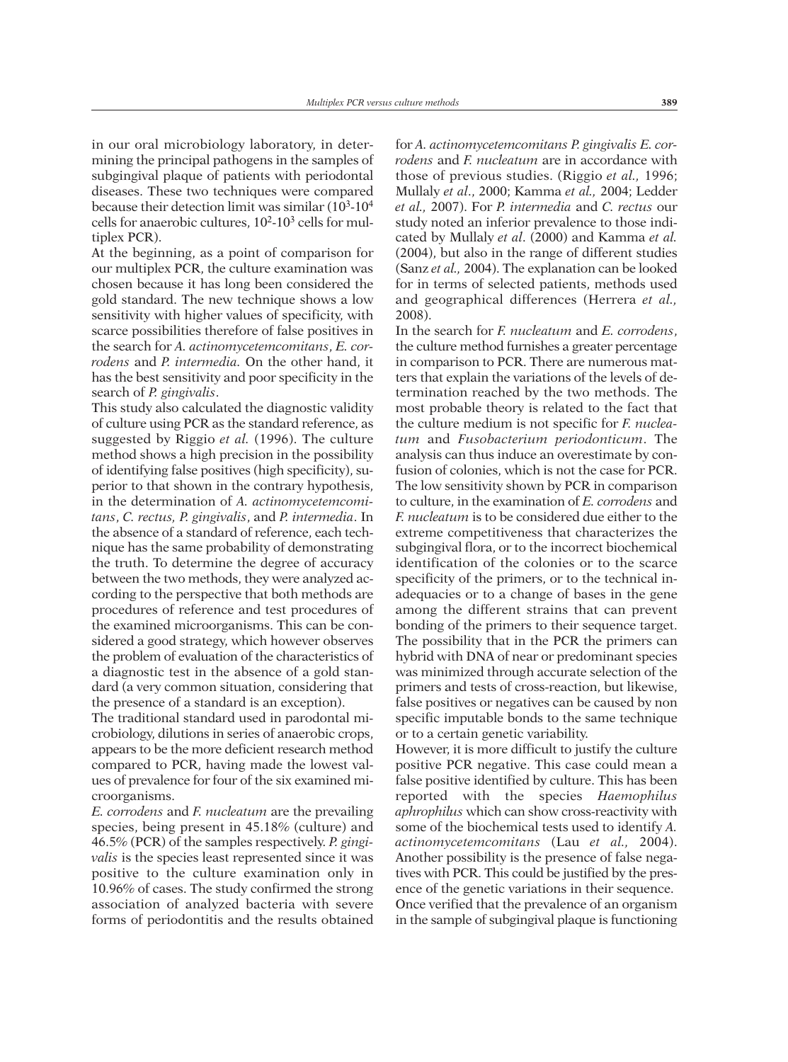in our oral microbiology laboratory, in determining the principal pathogens in the samples of subgingival plaque of patients with periodontal diseases. These two techniques were compared because their detection limit was similar ($10^3$-$10^4$ cells for anaerobic cultures, $10^2$-$10^3$ cells for multiplex PCR).

At the beginning, as a point of comparison for our multiplex PCR, the culture examination was chosen because it has long been considered the gold standard. The new technique shows a low sensitivity with higher values of specificity, with scarce possibilities therefore of false positives in the search for *A. actinomycetemcomitans*, *E. corrodens* and *P. intermedia.* On the other hand, it has the best sensitivity and poor specificity in the search of *P. gingivalis*.

This study also calculated the diagnostic validity of culture using PCR as the standard reference, as suggested by Riggio *et al.* (1996). The culture method shows a high precision in the possibility of identifying false positives (high specificity), superior to that shown in the contrary hypothesis, in the determination of *A. actinomycetemcomitans*, *C. rectus, P. gingivalis*, and *P. intermedia*. In the absence of a standard of reference, each technique has the same probability of demonstrating the truth. To determine the degree of accuracy between the two methods, they were analyzed according to the perspective that both methods are procedures of reference and test procedures of the examined microorganisms. This can be considered a good strategy, which however observes the problem of evaluation of the characteristics of a diagnostic test in the absence of a gold standard (a very common situation, considering that the presence of a standard is an exception).

The traditional standard used in parodontal microbiology, dilutions in series of anaerobic crops, appears to be the more deficient research method compared to PCR, having made the lowest values of prevalence for four of the six examined microorganisms.

*E. corrodens* and *F. nucleatum* are the prevailing species, being present in 45.18% (culture) and 46.5% (PCR) of the samples respectively. *P. gingivalis* is the species least represented since it was positive to the culture examination only in 10.96% of cases. The study confirmed the strong association of analyzed bacteria with severe forms of periodontitis and the results obtained for *A. actinomycetemcomitans P. gingivalis E. corrodens* and *F. nucleatum* are in accordance with those of previous studies. (Riggio *et al.,* 1996; Mullaly *et al.*, 2000; Kamma *et al.,* 2004; Ledder *et al.,* 2007). For *P. intermedia* and *C. rectus* our study noted an inferior prevalence to those indicated by Mullaly *et al*. (2000) and Kamma *et al.* (2004), but also in the range of different studies (Sanz *et al.,* 2004). The explanation can be looked for in terms of selected patients, methods used and geographical differences (Herrera *et al.,* 2008).

In the search for *F. nucleatum* and *E. corrodens*, the culture method furnishes a greater percentage in comparison to PCR. There are numerous matters that explain the variations of the levels of determination reached by the two methods. The most probable theory is related to the fact that the culture medium is not specific for *F. nucleatum* and *Fusobacterium periodonticum*. The analysis can thus induce an overestimate by confusion of colonies, which is not the case for PCR. The low sensitivity shown by PCR in comparison to culture, in the examination of *E. corrodens* and *F. nucleatum* is to be considered due either to the extreme competitiveness that characterizes the subgingival flora, or to the incorrect biochemical identification of the colonies or to the scarce specificity of the primers, or to the technical inadequacies or to a change of bases in the gene among the different strains that can prevent bonding of the primers to their sequence target. The possibility that in the PCR the primers can hybrid with DNA of near or predominant species was minimized through accurate selection of the primers and tests of cross-reaction, but likewise, false positives or negatives can be caused by non specific imputable bonds to the same technique or to a certain genetic variability.

However, it is more difficult to justify the culture positive PCR negative. This case could mean a false positive identified by culture. This has been reported with the species *Haemophilus aphrophilus* which can show cross-reactivity with some of the biochemical tests used to identify *A. actinomycetemcomitans* (Lau *et al.,* 2004). Another possibility is the presence of false negatives with PCR. This could be justified by the presence of the genetic variations in their sequence.

Once verified that the prevalence of an organism in the sample of subgingival plaque is functioning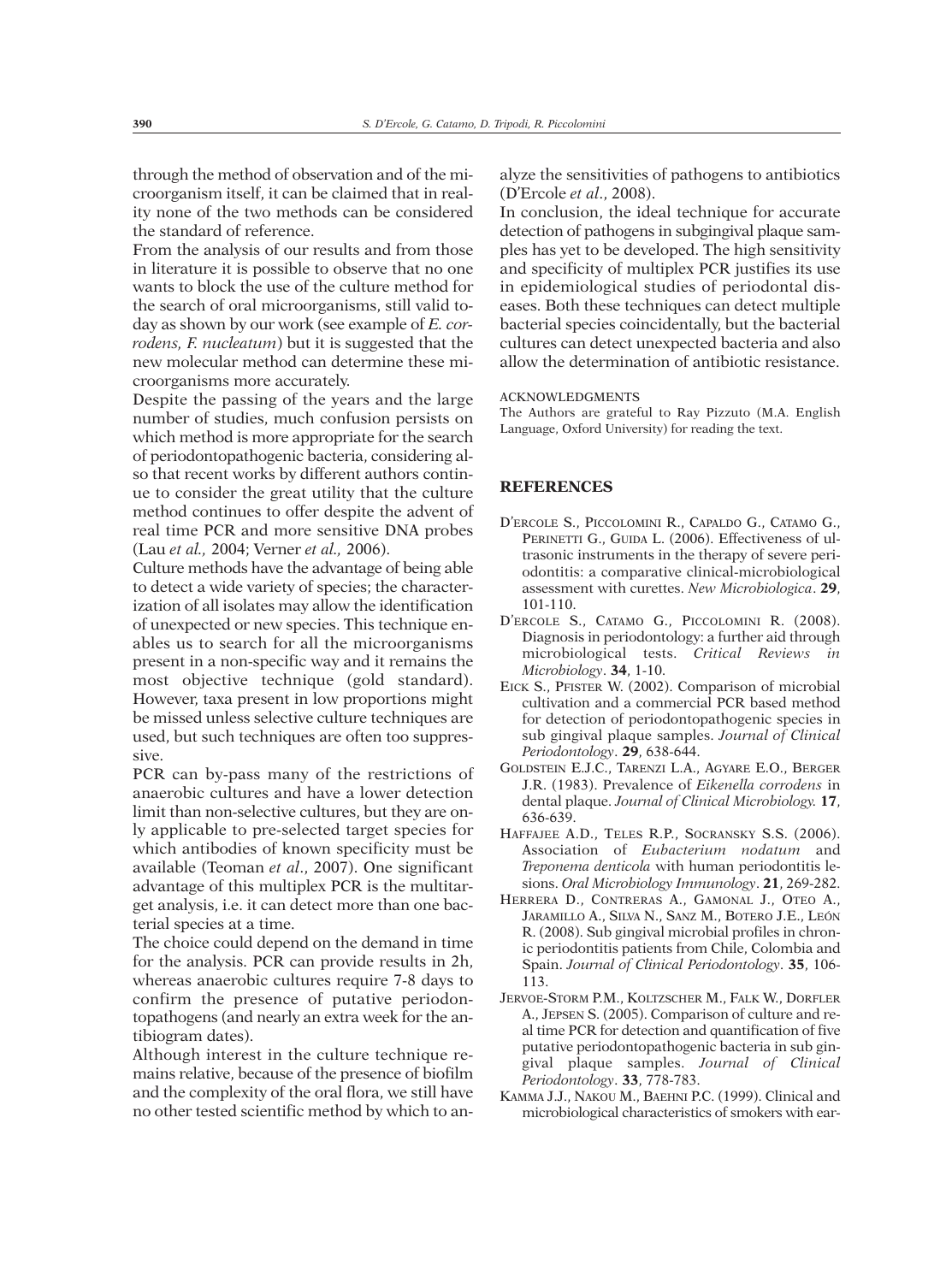through the method of observation and of the microorganism itself, it can be claimed that in reality none of the two methods can be considered the standard of reference.

From the analysis of our results and from those in literature it is possible to observe that no one wants to block the use of the culture method for the search of oral microorganisms, still valid today as shown by our work (see example of *E. corrodens, F. nucleatum*) but it is suggested that the new molecular method can determine these microorganisms more accurately.

Despite the passing of the years and the large number of studies, much confusion persists on which method is more appropriate for the search of periodontopathogenic bacteria, considering also that recent works by different authors continue to consider the great utility that the culture method continues to offer despite the advent of real time PCR and more sensitive DNA probes (Lau *et al.,* 2004; Verner *et al.,* 2006).

Culture methods have the advantage of being able to detect a wide variety of species; the characterization of all isolates may allow the identification of unexpected or new species. This technique enables us to search for all the microorganisms present in a non-specific way and it remains the most objective technique (gold standard). However, taxa present in low proportions might be missed unless selective culture techniques are used, but such techniques are often too suppressive.

PCR can by-pass many of the restrictions of anaerobic cultures and have a lower detection limit than non-selective cultures, but they are only applicable to pre-selected target species for which antibodies of known specificity must be available (Teoman *et al*., 2007). One significant advantage of this multiplex PCR is the multitarget analysis, i.e. it can detect more than one bacterial species at a time.

The choice could depend on the demand in time for the analysis. PCR can provide results in 2h, whereas anaerobic cultures require 7-8 days to confirm the presence of putative periodontopathogens (and nearly an extra week for the antibiogram dates).

Although interest in the culture technique remains relative, because of the presence of biofilm and the complexity of the oral flora, we still have no other tested scientific method by which to analyze the sensitivities of pathogens to antibiotics (D'Ercole *et al*., 2008).

In conclusion, the ideal technique for accurate detection of pathogens in subgingival plaque samples has yet to be developed. The high sensitivity and specificity of multiplex PCR justifies its use in epidemiological studies of periodontal diseases. Both these techniques can detect multiple bacterial species coincidentally, but the bacterial cultures can detect unexpected bacteria and also allow the determination of antibiotic resistance.

ACKNOWLEDGMENTS

The Authors are grateful to Ray Pizzuto (M.A. English Language, Oxford University) for reading the text.

## REFERENCES

D'Ercole S., Piccolomini R., Capaldo G., Catamo G., Perinetti G., Guida L. (2006). Effectiveness of ultrasonic instruments in the therapy of severe periodontitis: a comparative clinical-microbiological assessment with curettes. *New Microbiologica*. **29**, 101-110.

D'Ercole S., Catamo G., Piccolomini R. (2008). Diagnosis in periodontology: a further aid through microbiological tests. *Critical Reviews in Microbiology*. **34**, 1-10.

Eick S., Pfister W. (2002). Comparison of microbial cultivation and a commercial PCR based method for detection of periodontopathogenic species in sub gingival plaque samples. *Journal of Clinical Periodontology*. **29**, 638-644.

Goldstein E.J.C., Tarenzi L.A., Agyare E.O., Berger J.R. (1983). Prevalence of *Eikenella corrodens* in dental plaque. *Journal of Clinical Microbiology.* **17**, 636-639.

Haffajee A.D., Teles R.P., Socransky S.S. (2006). Association of *Eubacterium nodatum* and *Treponema denticola* with human periodontitis lesions. *Oral Microbiology Immunology*. **21**, 269-282.

Herrera D., Contreras A., Gamonal J., Oteo A., Jaramillo A., Silva N., Sanz M., Botero J.E., León R. (2008). Sub gingival microbial profiles in chronic periodontitis patients from Chile, Colombia and Spain. *Journal of Clinical Periodontology*. **35**, 106-113.

Jervoe-Storm P.M., Koltzscher M., Falk W., Dorfler A., Jepsen S. (2005). Comparison of culture and real time PCR for detection and quantification of five putative periodontopathogenic bacteria in sub gingival plaque samples. *Journal of Clinical Periodontology*. **33**, 778-783.

Kamma J.J., Nakou M., Baehni P.C. (1999). Clinical and microbiological characteristics of smokers with ear-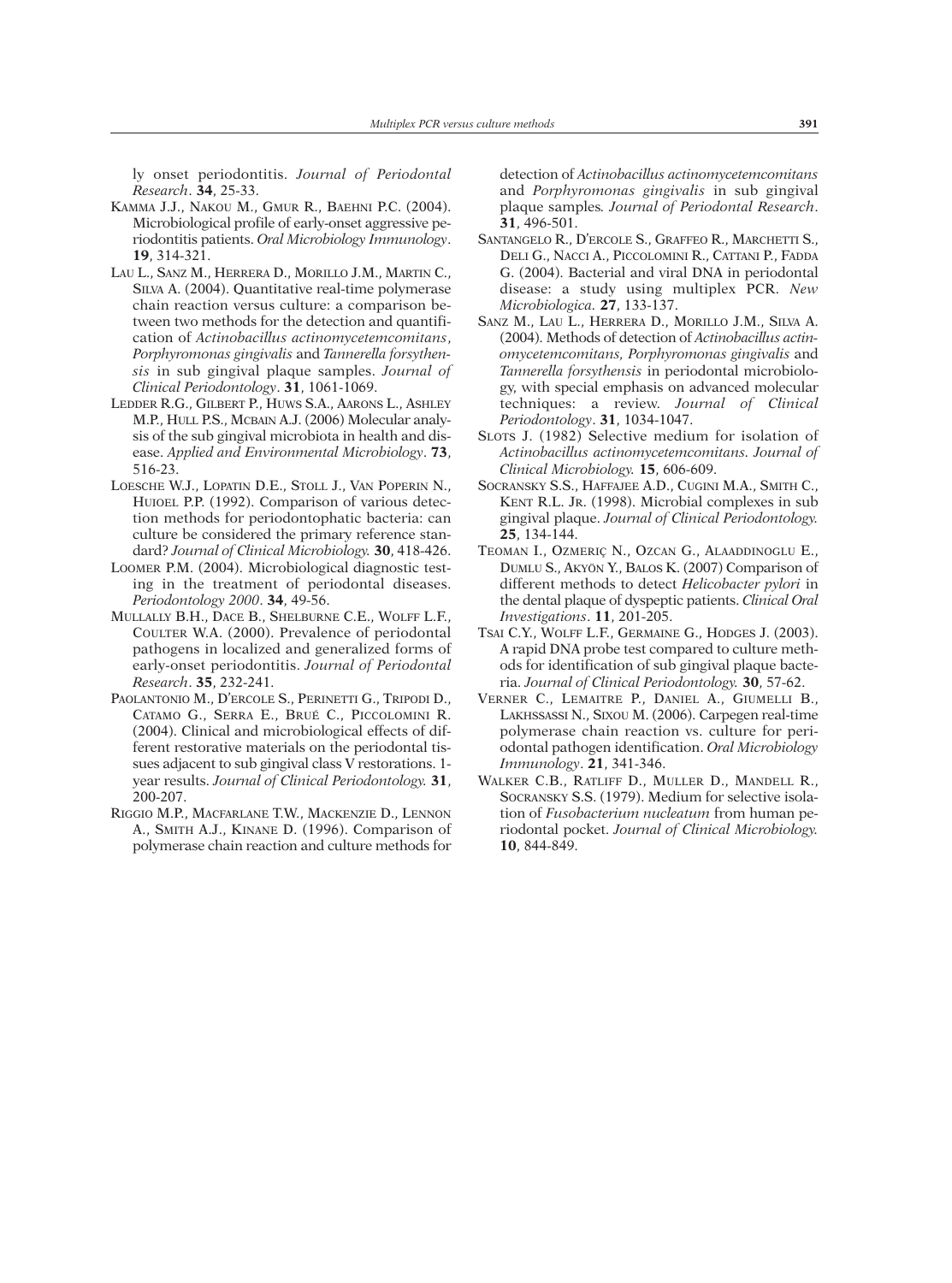ly onset periodontitis. *Journal of Periodontal Research*. **34**, 25-33.

KAMMA J.J., NAKOU M., GMUR R., BAEHNI P.C. (2004). Microbiological profile of early-onset aggressive periodontitis patients. *Oral Microbiology Immunology*. **19**, 314-321.

LAU L., SANZ M., HERRERA D., MORILLO J.M., MARTIN C., SILVA A. (2004). Quantitative real-time polymerase chain reaction versus culture: a comparison between two methods for the detection and quantification of *Actinobacillus actinomycetemcomitans*, *Porphyromonas gingivalis* and *Tannerella forsythensis* in sub gingival plaque samples. *Journal of Clinical Periodontology*. **31**, 1061-1069.

LEDDER R.G., GILBERT P., HUWS S.A., AARONS L., ASHLEY M.P., HULL P.S., MCBAIN A.J. (2006) Molecular analysis of the sub gingival microbiota in health and disease. *Applied and Environmental Microbiology*. **73**, 516-23.

LOESCHE W.J., LOPATIN D.E., STOLL J., VAN POPERIN N., HUIOEL P.P. (1992). Comparison of various detection methods for periodontophatic bacteria: can culture be considered the primary reference standard? *Journal of Clinical Microbiology.* **30**, 418-426.

LOOMER P.M. (2004). Microbiological diagnostic testing in the treatment of periodontal diseases. *Periodontology 2000*. **34**, 49-56.

MULLALLY B.H., DACE B., SHELBURNE C.E., WOLFF L.F., COULTER W.A. (2000). Prevalence of periodontal pathogens in localized and generalized forms of early-onset periodontitis. *Journal of Periodontal Research*. **35**, 232-241.

PAOLANTONIO M., D'ERCOLE S., PERINETTI G., TRIPODI D., CATAMO G., SERRA E., BRUÉ C., PICCOLOMINI R. (2004). Clinical and microbiological effects of different restorative materials on the periodontal tissues adjacent to sub gingival class V restorations. 1-year results. *Journal of Clinical Periodontology.* **31**, 200-207.

RIGGIO M.P., MACFARLANE T.W., MACKENZIE D., LENNON A., SMITH A.J., KINANE D. (1996). Comparison of polymerase chain reaction and culture methods for detection of *Actinobacillus actinomycetemcomitans* and *Porphyromonas gingivalis* in sub gingival plaque samples. *Journal of Periodontal Research*. **31**, 496-501.

SANTANGELO R., D'ERCOLE S., GRAFFEO R., MARCHETTI S., DELI G., NACCI A., PICCOLOMINI R., CATTANI P., FADDA G. (2004). Bacterial and viral DNA in periodontal disease: a study using multiplex PCR. *New Microbiologica.* **27**, 133-137.

SANZ M., LAU L., HERRERA D., MORILLO J.M., SILVA A. (2004). Methods of detection of *Actinobacillus actinomycetemcomitans, Porphyromonas gingivalis* and *Tannerella forsythensis* in periodontal microbiology, with special emphasis on advanced molecular techniques: a review. *Journal of Clinical Periodontology*. **31**, 1034-1047.

SLOTS J. (1982) Selective medium for isolation of *Actinobacillus actinomycetemcomitans*. *Journal of Clinical Microbiology.* **15**, 606-609.

SOCRANSKY S.S., HAFFAJEE A.D., CUGINI M.A., SMITH C., KENT R.L. JR. (1998). Microbial complexes in sub gingival plaque. *Journal of Clinical Periodontology.* **25**, 134-144.

TEOMAN I., OZMERIÇ N., OZCAN G., ALAADDINOGLU E., DUMLU S., AKYÖN Y., BALOS K. (2007) Comparison of different methods to detect *Helicobacter pylori* in the dental plaque of dyspeptic patients. *Clinical Oral Investigations*. **11**, 201-205.

TSAI C.Y., WOLFF L.F., GERMAINE G., HODGES J. (2003). A rapid DNA probe test compared to culture methods for identification of sub gingival plaque bacteria. *Journal of Clinical Periodontology.* **30**, 57-62.

VERNER C., LEMAITRE P., DANIEL A., GIUMELLI B., LAKHSSASSI N., SIXOU M. (2006). Carpegen real-time polymerase chain reaction vs. culture for periodontal pathogen identification. *Oral Microbiology Immunology*. **21**, 341-346.

WALKER C.B., RATLIFF D., MULLER D., MANDELL R., SOCRANSKY S.S. (1979). Medium for selective isolation of *Fusobacterium nucleatum* from human periodontal pocket. *Journal of Clinical Microbiology.* **10**, 844-849.